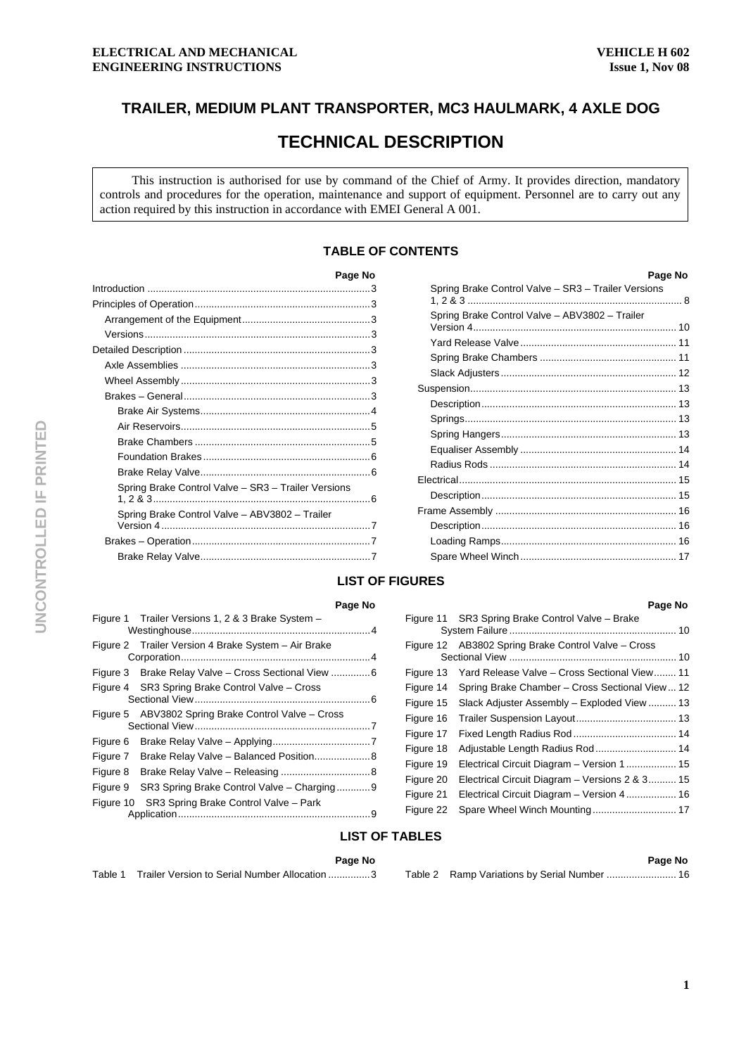ELECTRICAL AND MECHANICAL ENGINEERING INSTRUCTIONS

VEHICLE H 602
Issue 1, Nov 08

# TRAILER, MEDIUM PLANT TRANSPORTER, MC3 HAULMARK, 4 AXLE DOG

# TECHNICAL DESCRIPTION

This instruction is authorised for use by command of the Chief of Army. It provides direction, mandatory controls and procedures for the operation, maintenance and support of equipment. Personnel are to carry out any action required by this instruction in accordance with EMEI General A 001.

## TABLE OF CONTENTS

| | Page No |
|---|---|
| Introduction | 3 |
| Principles of Operation | 3 |
| Arrangement of the Equipment | 3 |
| Versions | 3 |
| Detailed Description | 3 |
| Axle Assemblies | 3 |
| Wheel Assembly | 3 |
| Brakes – General | 3 |
| Brake Air Systems | 4 |
| Air Reservoirs | 5 |
| Brake Chambers | 5 |
| Foundation Brakes | 6 |
| Brake Relay Valve | 6 |
| Spring Brake Control Valve – SR3 – Trailer Versions 1, 2 & 3 | 6 |
| Spring Brake Control Valve – ABV3802 – Trailer Version 4 | 7 |
| Brakes – Operation | 7 |
| Brake Relay Valve | 7 |
| Spring Brake Control Valve – SR3 – Trailer Versions 1, 2 & 3 | 8 |
| Spring Brake Control Valve – ABV3802 – Trailer Version 4 | 10 |
| Yard Release Valve | 11 |
| Spring Brake Chambers | 11 |
| Slack Adjusters | 12 |
| Suspension | 13 |
| Description | 13 |
| Springs | 13 |
| Spring Hangers | 13 |
| Equaliser Assembly | 14 |
| Radius Rods | 14 |
| Electrical | 15 |
| Description | 15 |
| Frame Assembly | 16 |
| Description | 16 |
| Loading Ramps | 16 |
| Spare Wheel Winch | 17 |

## LIST OF FIGURES

| | Page No |
|---|---|
| Figure 1 Trailer Versions 1, 2 & 3 Brake System – Westinghouse | 4 |
| Figure 2 Trailer Version 4 Brake System – Air Brake Corporation | 4 |
| Figure 3 Brake Relay Valve – Cross Sectional View | 6 |
| Figure 4 SR3 Spring Brake Control Valve – Cross Sectional View | 6 |
| Figure 5 ABV3802 Spring Brake Control Valve – Cross Sectional View | 7 |
| Figure 6 Brake Relay Valve – Applying | 7 |
| Figure 7 Brake Relay Valve – Balanced Position | 8 |
| Figure 8 Brake Relay Valve – Releasing | 8 |
| Figure 9 SR3 Spring Brake Control Valve – Charging | 9 |
| Figure 10 SR3 Spring Brake Control Valve – Park Application | 9 |
| Figure 11 SR3 Spring Brake Control Valve – Brake System Failure | 10 |
| Figure 12 AB3802 Spring Brake Control Valve – Cross Sectional View | 10 |
| Figure 13 Yard Release Valve – Cross Sectional View | 11 |
| Figure 14 Spring Brake Chamber – Cross Sectional View | 12 |
| Figure 15 Slack Adjuster Assembly – Exploded View | 13 |
| Figure 16 Trailer Suspension Layout | 13 |
| Figure 17 Fixed Length Radius Rod | 14 |
| Figure 18 Adjustable Length Radius Rod | 14 |
| Figure 19 Electrical Circuit Diagram – Version 1 | 15 |
| Figure 20 Electrical Circuit Diagram – Versions 2 & 3 | 15 |
| Figure 21 Electrical Circuit Diagram – Version 4 | 16 |
| Figure 22 Spare Wheel Winch Mounting | 17 |

## LIST OF TABLES

| | Page No |
|---|---|
| Table 1 Trailer Version to Serial Number Allocation | 3 |
| Table 2 Ramp Variations by Serial Number | 16 |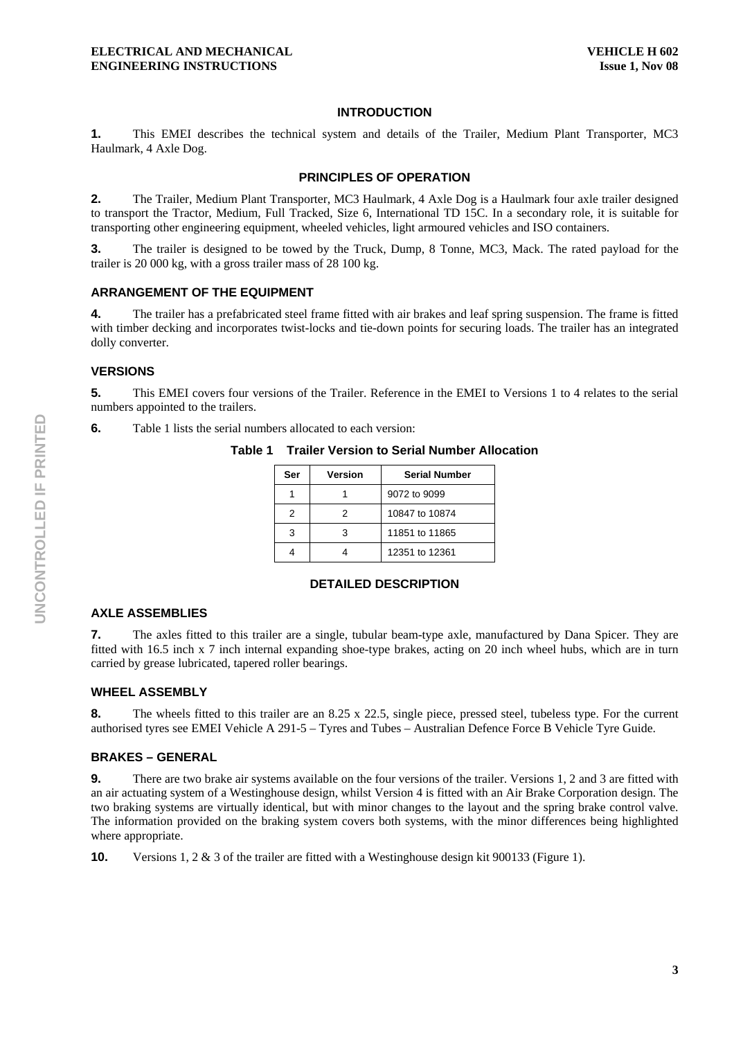## INTRODUCTION

**1.** This EMEI describes the technical system and details of the Trailer, Medium Plant Transporter, MC3 Haulmark, 4 Axle Dog.

## PRINCIPLES OF OPERATION

**2.** The Trailer, Medium Plant Transporter, MC3 Haulmark, 4 Axle Dog is a Haulmark four axle trailer designed to transport the Tractor, Medium, Full Tracked, Size 6, International TD 15C. In a secondary role, it is suitable for transporting other engineering equipment, wheeled vehicles, light armoured vehicles and ISO containers.

**3.** The trailer is designed to be towed by the Truck, Dump, 8 Tonne, MC3, Mack. The rated payload for the trailer is 20 000 kg, with a gross trailer mass of 28 100 kg.

### ARRANGEMENT OF THE EQUIPMENT

**4.** The trailer has a prefabricated steel frame fitted with air brakes and leaf spring suspension. The frame is fitted with timber decking and incorporates twist-locks and tie-down points for securing loads. The trailer has an integrated dolly converter.

### VERSIONS

**5.** This EMEI covers four versions of the Trailer. Reference in the EMEI to Versions 1 to 4 relates to the serial numbers appointed to the trailers.

**6.** Table 1 lists the serial numbers allocated to each version:

**Table 1 Trailer Version to Serial Number Allocation**

| Ser | Version | Serial Number |
|---|---|---|
| 1 | 1 | 9072 to 9099 |
| 2 | 2 | 10847 to 10874 |
| 3 | 3 | 11851 to 11865 |
| 4 | 4 | 12351 to 12361 |

## DETAILED DESCRIPTION

### AXLE ASSEMBLIES

**7.** The axles fitted to this trailer are a single, tubular beam-type axle, manufactured by Dana Spicer. They are fitted with 16.5 inch x 7 inch internal expanding shoe-type brakes, acting on 20 inch wheel hubs, which are in turn carried by grease lubricated, tapered roller bearings.

### WHEEL ASSEMBLY

**8.** The wheels fitted to this trailer are an 8.25 x 22.5, single piece, pressed steel, tubeless type. For the current authorised tyres see EMEI Vehicle A 291-5 – Tyres and Tubes – Australian Defence Force B Vehicle Tyre Guide.

### BRAKES – GENERAL

**9.** There are two brake air systems available on the four versions of the trailer. Versions 1, 2 and 3 are fitted with an air actuating system of a Westinghouse design, whilst Version 4 is fitted with an Air Brake Corporation design. The two braking systems are virtually identical, but with minor changes to the layout and the spring brake control valve. The information provided on the braking system covers both systems, with the minor differences being highlighted where appropriate.

**10.** Versions 1, 2 & 3 of the trailer are fitted with a Westinghouse design kit 900133 (Figure 1).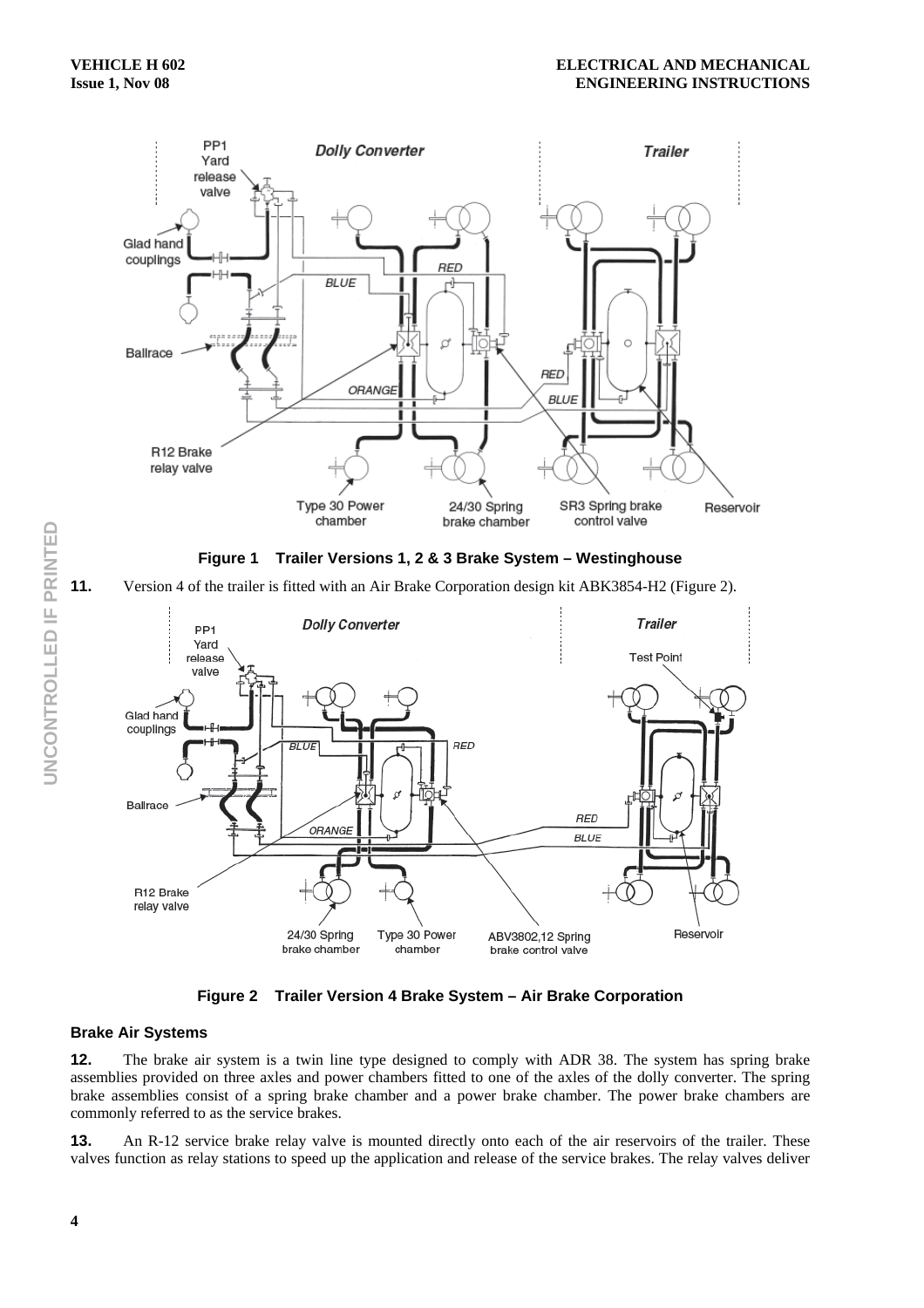**Figure 1 Trailer Versions 1, 2 & 3 Brake System – Westinghouse**

**11.** Version 4 of the trailer is fitted with an Air Brake Corporation design kit ABK3854-H2 (Figure 2).

**Figure 2 Trailer Version 4 Brake System – Air Brake Corporation**

### Brake Air Systems

**12.** The brake air system is a twin line type designed to comply with ADR 38. The system has spring brake assemblies provided on three axles and power chambers fitted to one of the axles of the dolly converter. The spring brake assemblies consist of a spring brake chamber and a power brake chamber. The power brake chambers are commonly referred to as the service brakes.

**13.** An R-12 service brake relay valve is mounted directly onto each of the air reservoirs of the trailer. These valves function as relay stations to speed up the application and release of the service brakes. The relay valves deliver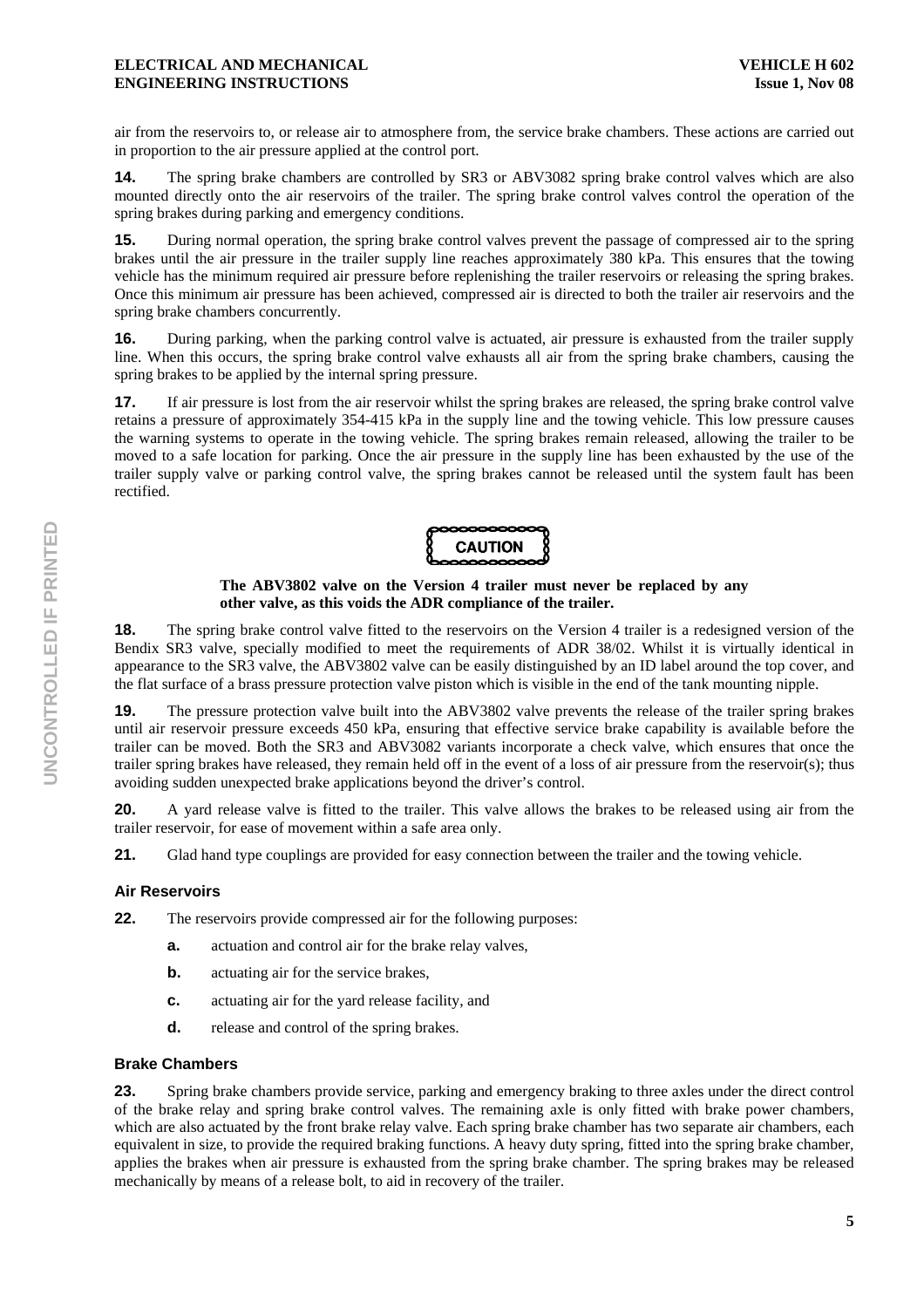air from the reservoirs to, or release air to atmosphere from, the service brake chambers. These actions are carried out in proportion to the air pressure applied at the control port.

**14.** The spring brake chambers are controlled by SR3 or ABV3082 spring brake control valves which are also mounted directly onto the air reservoirs of the trailer. The spring brake control valves control the operation of the spring brakes during parking and emergency conditions.

**15.** During normal operation, the spring brake control valves prevent the passage of compressed air to the spring brakes until the air pressure in the trailer supply line reaches approximately 380 kPa. This ensures that the towing vehicle has the minimum required air pressure before replenishing the trailer reservoirs or releasing the spring brakes. Once this minimum air pressure has been achieved, compressed air is directed to both the trailer air reservoirs and the spring brake chambers concurrently.

**16.** During parking, when the parking control valve is actuated, air pressure is exhausted from the trailer supply line. When this occurs, the spring brake control valve exhausts all air from the spring brake chambers, causing the spring brakes to be applied by the internal spring pressure.

**17.** If air pressure is lost from the air reservoir whilst the spring brakes are released, the spring brake control valve retains a pressure of approximately 354-415 kPa in the supply line and the towing vehicle. This low pressure causes the warning systems to operate in the towing vehicle. The spring brakes remain released, allowing the trailer to be moved to a safe location for parking. Once the air pressure in the supply line has been exhausted by the use of the trailer supply valve or parking control valve, the spring brakes cannot be released until the system fault has been rectified.

**CAUTION**

**The ABV3802 valve on the Version 4 trailer must never be replaced by any other valve, as this voids the ADR compliance of the trailer.**

**18.** The spring brake control valve fitted to the reservoirs on the Version 4 trailer is a redesigned version of the Bendix SR3 valve, specially modified to meet the requirements of ADR 38/02. Whilst it is virtually identical in appearance to the SR3 valve, the ABV3802 valve can be easily distinguished by an ID label around the top cover, and the flat surface of a brass pressure protection valve piston which is visible in the end of the tank mounting nipple.

**19.** The pressure protection valve built into the ABV3802 valve prevents the release of the trailer spring brakes until air reservoir pressure exceeds 450 kPa, ensuring that effective service brake capability is available before the trailer can be moved. Both the SR3 and ABV3082 variants incorporate a check valve, which ensures that once the trailer spring brakes have released, they remain held off in the event of a loss of air pressure from the reservoir(s); thus avoiding sudden unexpected brake applications beyond the driver's control.

**20.** A yard release valve is fitted to the trailer. This valve allows the brakes to be released using air from the trailer reservoir, for ease of movement within a safe area only.

**21.** Glad hand type couplings are provided for easy connection between the trailer and the towing vehicle.

### Air Reservoirs

**22.** The reservoirs provide compressed air for the following purposes:

- **a.** actuation and control air for the brake relay valves,
- **b.** actuating air for the service brakes,
- **c.** actuating air for the yard release facility, and
- **d.** release and control of the spring brakes.

### Brake Chambers

**23.** Spring brake chambers provide service, parking and emergency braking to three axles under the direct control of the brake relay and spring brake control valves. The remaining axle is only fitted with brake power chambers, which are also actuated by the front brake relay valve. Each spring brake chamber has two separate air chambers, each equivalent in size, to provide the required braking functions. A heavy duty spring, fitted into the spring brake chamber, applies the brakes when air pressure is exhausted from the spring brake chamber. The spring brakes may be released mechanically by means of a release bolt, to aid in recovery of the trailer.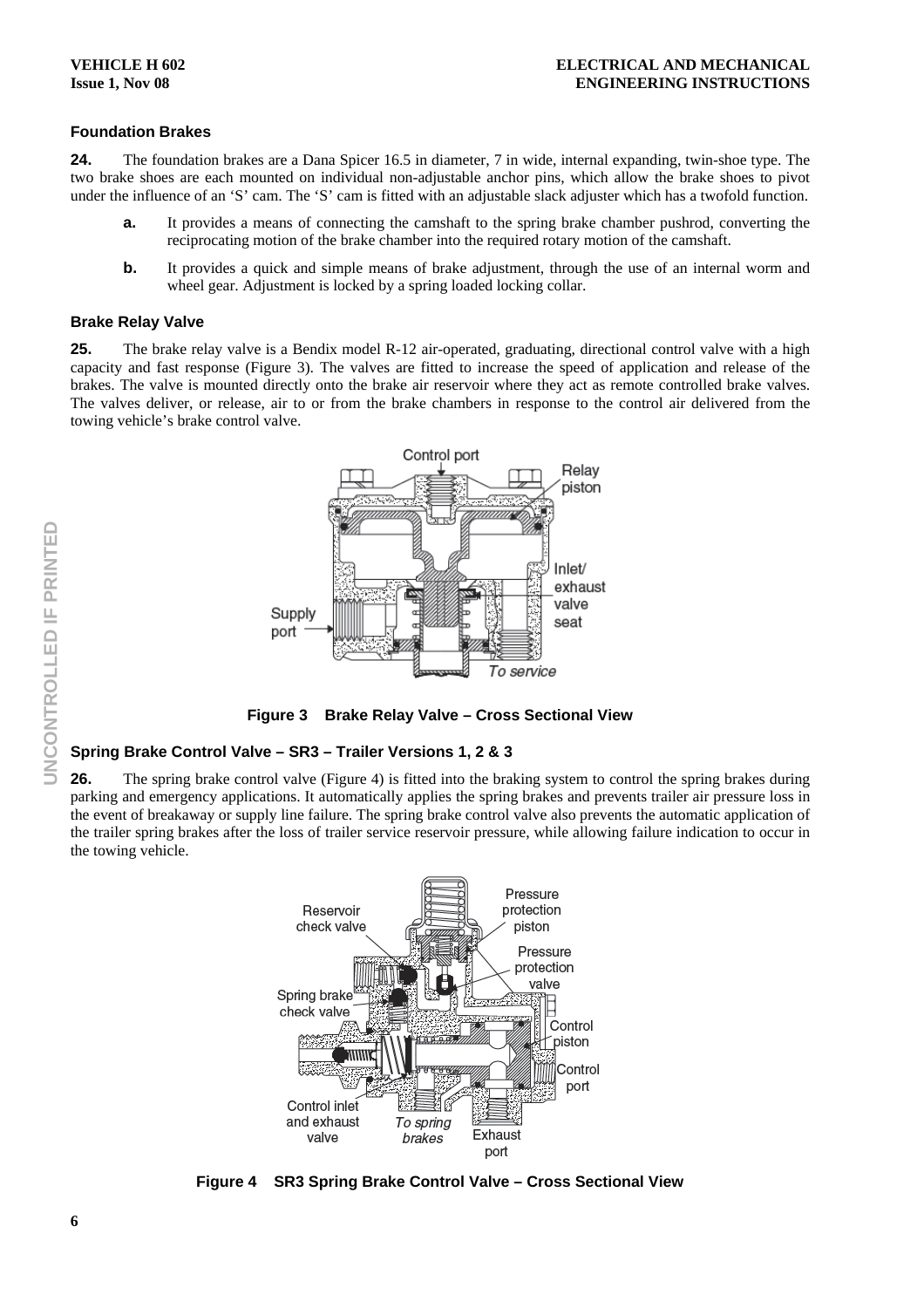### Foundation Brakes

**24.** The foundation brakes are a Dana Spicer 16.5 in diameter, 7 in wide, internal expanding, twin-shoe type. The two brake shoes are each mounted on individual non-adjustable anchor pins, which allow the brake shoes to pivot under the influence of an 'S' cam. The 'S' cam is fitted with an adjustable slack adjuster which has a twofold function.

- **a.** It provides a means of connecting the camshaft to the spring brake chamber pushrod, converting the reciprocating motion of the brake chamber into the required rotary motion of the camshaft.
- **b.** It provides a quick and simple means of brake adjustment, through the use of an internal worm and wheel gear. Adjustment is locked by a spring loaded locking collar.

### Brake Relay Valve

**25.** The brake relay valve is a Bendix model R-12 air-operated, graduating, directional control valve with a high capacity and fast response (Figure 3). The valves are fitted to increase the speed of application and release of the brakes. The valve is mounted directly onto the brake air reservoir where they act as remote controlled brake valves. The valves deliver, or release, air to or from the brake chambers in response to the control air delivered from the towing vehicle's brake control valve.

**Figure 3 Brake Relay Valve – Cross Sectional View**

### Spring Brake Control Valve – SR3 – Trailer Versions 1, 2 & 3

**26.** The spring brake control valve (Figure 4) is fitted into the braking system to control the spring brakes during parking and emergency applications. It automatically applies the spring brakes and prevents trailer air pressure loss in the event of breakaway or supply line failure. The spring brake control valve also prevents the automatic application of the trailer spring brakes after the loss of trailer service reservoir pressure, while allowing failure indication to occur in the towing vehicle.

**Figure 4 SR3 Spring Brake Control Valve – Cross Sectional View**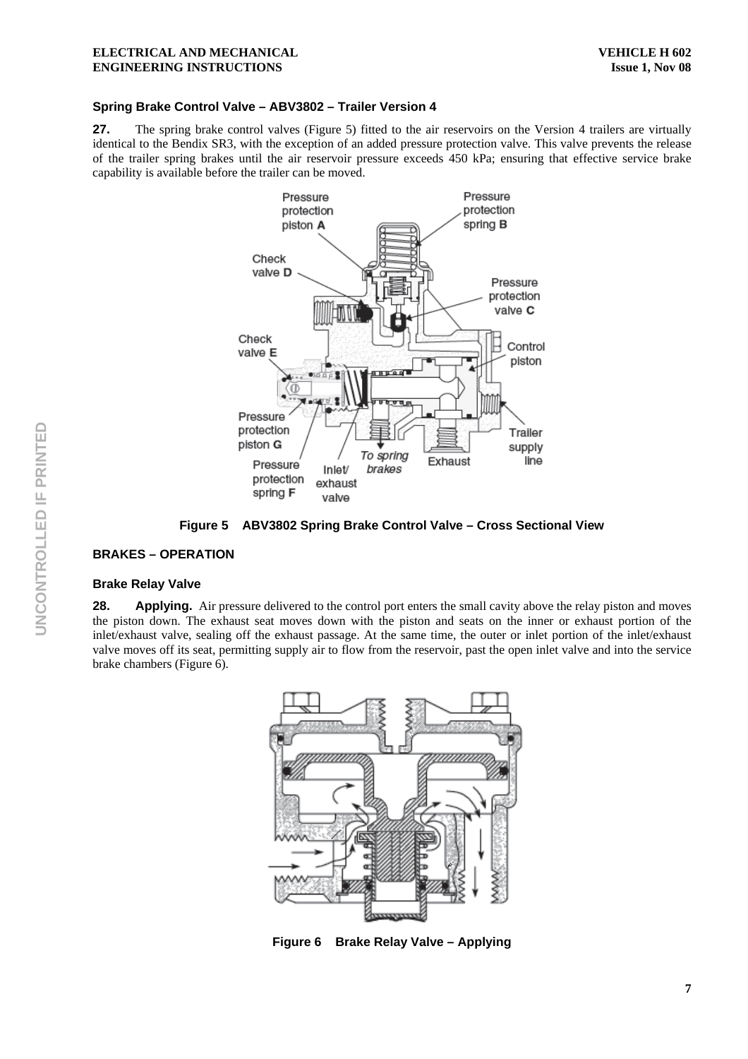### Spring Brake Control Valve – ABV3802 – Trailer Version 4

**27.** The spring brake control valves (Figure 5) fitted to the air reservoirs on the Version 4 trailers are virtually identical to the Bendix SR3, with the exception of an added pressure protection valve. This valve prevents the release of the trailer spring brakes until the air reservoir pressure exceeds 450 kPa; ensuring that effective service brake capability is available before the trailer can be moved.

**Figure 5 ABV3802 Spring Brake Control Valve – Cross Sectional View**

## BRAKES – OPERATION

### Brake Relay Valve

**28. Applying.** Air pressure delivered to the control port enters the small cavity above the relay piston and moves the piston down. The exhaust seat moves down with the piston and seats on the inner or exhaust portion of the inlet/exhaust valve, sealing off the exhaust passage. At the same time, the outer or inlet portion of the inlet/exhaust valve moves off its seat, permitting supply air to flow from the reservoir, past the open inlet valve and into the service brake chambers (Figure 6).

**Figure 6 Brake Relay Valve – Applying**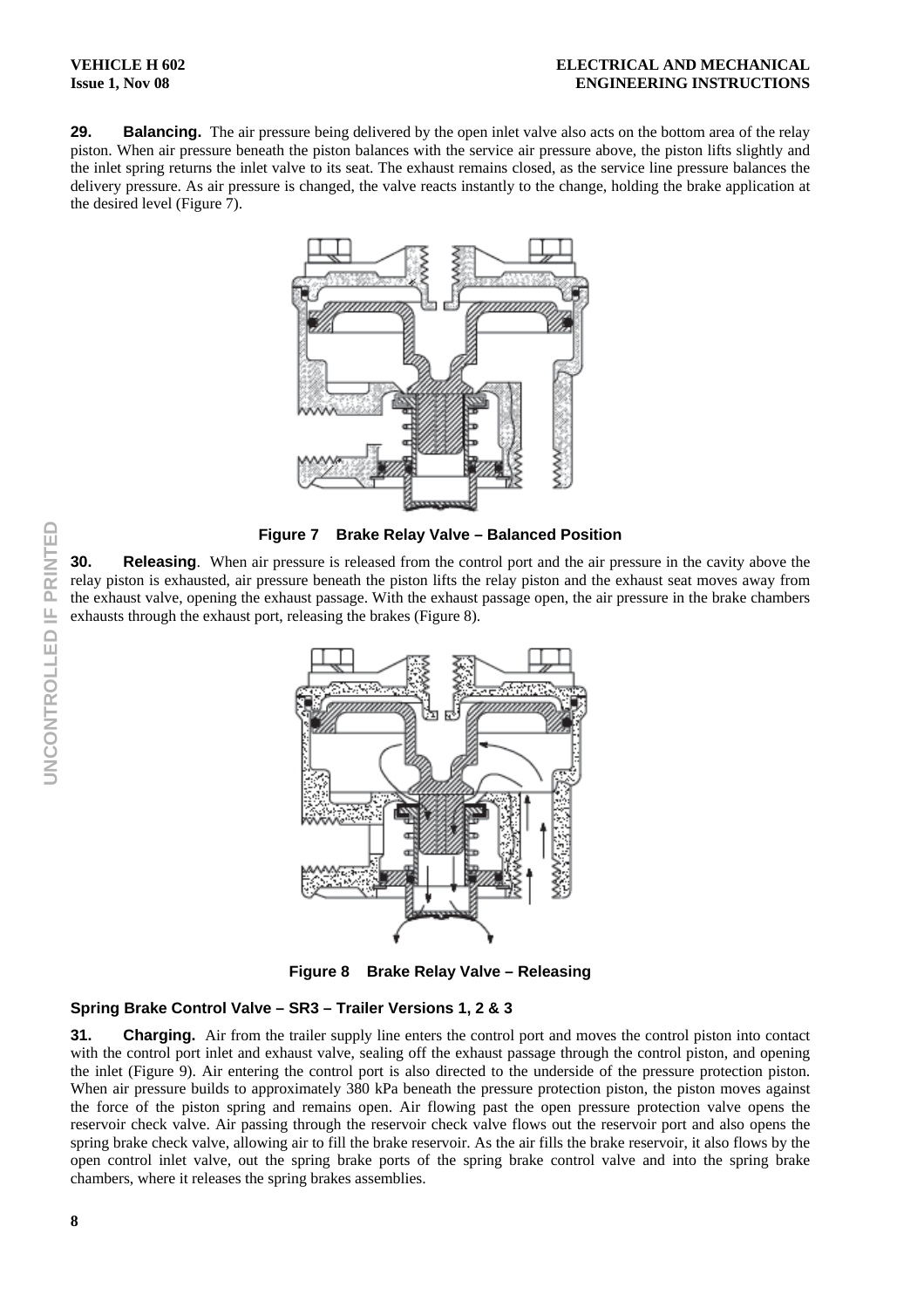**29. Balancing.** The air pressure being delivered by the open inlet valve also acts on the bottom area of the relay piston. When air pressure beneath the piston balances with the service air pressure above, the piston lifts slightly and the inlet spring returns the inlet valve to its seat. The exhaust remains closed, as the service line pressure balances the delivery pressure. As air pressure is changed, the valve reacts instantly to the change, holding the brake application at the desired level (Figure 7).

**Figure 7 Brake Relay Valve – Balanced Position**

**30. Releasing**. When air pressure is released from the control port and the air pressure in the cavity above the relay piston is exhausted, air pressure beneath the piston lifts the relay piston and the exhaust seat moves away from the exhaust valve, opening the exhaust passage. With the exhaust passage open, the air pressure in the brake chambers exhausts through the exhaust port, releasing the brakes (Figure 8).

**Figure 8 Brake Relay Valve – Releasing**

### Spring Brake Control Valve – SR3 – Trailer Versions 1, 2 & 3

**31. Charging.** Air from the trailer supply line enters the control port and moves the control piston into contact with the control port inlet and exhaust valve, sealing off the exhaust passage through the control piston, and opening the inlet (Figure 9). Air entering the control port is also directed to the underside of the pressure protection piston. When air pressure builds to approximately 380 kPa beneath the pressure protection piston, the piston moves against the force of the piston spring and remains open. Air flowing past the open pressure protection valve opens the reservoir check valve. Air passing through the reservoir check valve flows out the reservoir port and also opens the spring brake check valve, allowing air to fill the brake reservoir. As the air fills the brake reservoir, it also flows by the open control inlet valve, out the spring brake ports of the spring brake control valve and into the spring brake chambers, where it releases the spring brakes assemblies.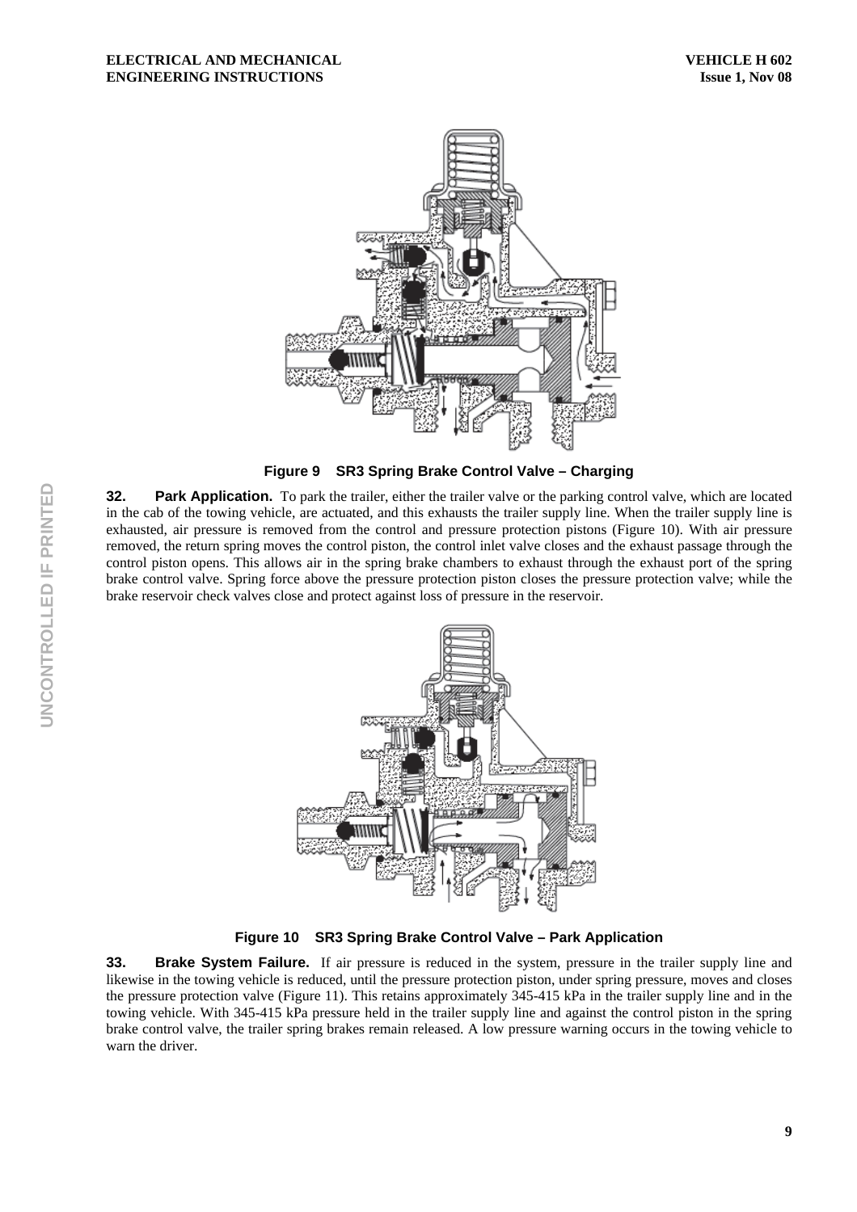Figure 9 SR3 Spring Brake Control Valve – Charging

**32. Park Application.** To park the trailer, either the trailer valve or the parking control valve, which are located in the cab of the towing vehicle, are actuated, and this exhausts the trailer supply line. When the trailer supply line is exhausted, air pressure is removed from the control and pressure protection pistons (Figure 10). With air pressure removed, the return spring moves the control piston, the control inlet valve closes and the exhaust passage through the control piston opens. This allows air in the spring brake chambers to exhaust through the exhaust port of the spring brake control valve. Spring force above the pressure protection piston closes the pressure protection valve; while the brake reservoir check valves close and protect against loss of pressure in the reservoir.

Figure 10 SR3 Spring Brake Control Valve – Park Application

**33. Brake System Failure.** If air pressure is reduced in the system, pressure in the trailer supply line and likewise in the towing vehicle is reduced, until the pressure protection piston, under spring pressure, moves and closes the pressure protection valve (Figure 11). This retains approximately 345-415 kPa in the trailer supply line and in the towing vehicle. With 345-415 kPa pressure held in the trailer supply line and against the control piston in the spring brake control valve, the trailer spring brakes remain released. A low pressure warning occurs in the towing vehicle to warn the driver.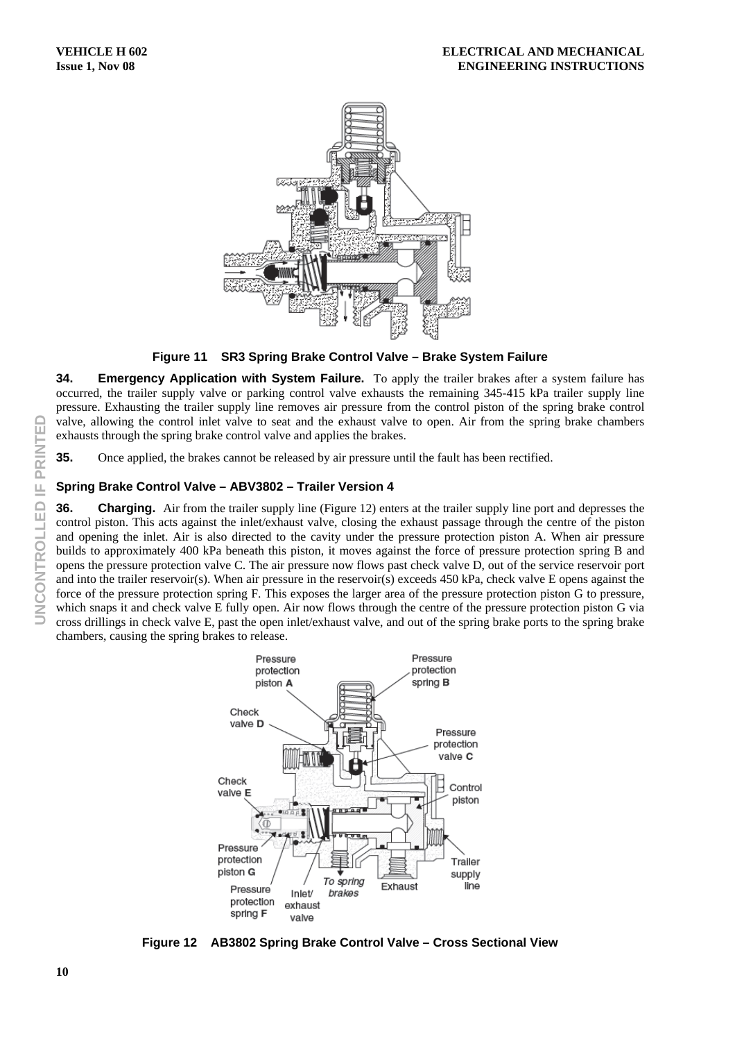**Figure 11 SR3 Spring Brake Control Valve – Brake System Failure**

**34. Emergency Application with System Failure.** To apply the trailer brakes after a system failure has occurred, the trailer supply valve or parking control valve exhausts the remaining 345-415 kPa trailer supply line pressure. Exhausting the trailer supply line removes air pressure from the control piston of the spring brake control valve, allowing the control inlet valve to seat and the exhaust valve to open. Air from the spring brake chambers exhausts through the spring brake control valve and applies the brakes.

**35.** Once applied, the brakes cannot be released by air pressure until the fault has been rectified.

### Spring Brake Control Valve – ABV3802 – Trailer Version 4

**36. Charging.** Air from the trailer supply line (Figure 12) enters at the trailer supply line port and depresses the control piston. This acts against the inlet/exhaust valve, closing the exhaust passage through the centre of the piston and opening the inlet. Air is also directed to the cavity under the pressure protection piston A. When air pressure builds to approximately 400 kPa beneath this piston, it moves against the force of pressure protection spring B and opens the pressure protection valve C. The air pressure now flows past check valve D, out of the service reservoir port and into the trailer reservoir(s). When air pressure in the reservoir(s) exceeds 450 kPa, check valve E opens against the force of the pressure protection spring F. This exposes the larger area of the pressure protection piston G to pressure, which snaps it and check valve E fully open. Air now flows through the centre of the pressure protection piston G via cross drillings in check valve E, past the open inlet/exhaust valve, and out of the spring brake ports to the spring brake chambers, causing the spring brakes to release.

**Figure 12 AB3802 Spring Brake Control Valve – Cross Sectional View**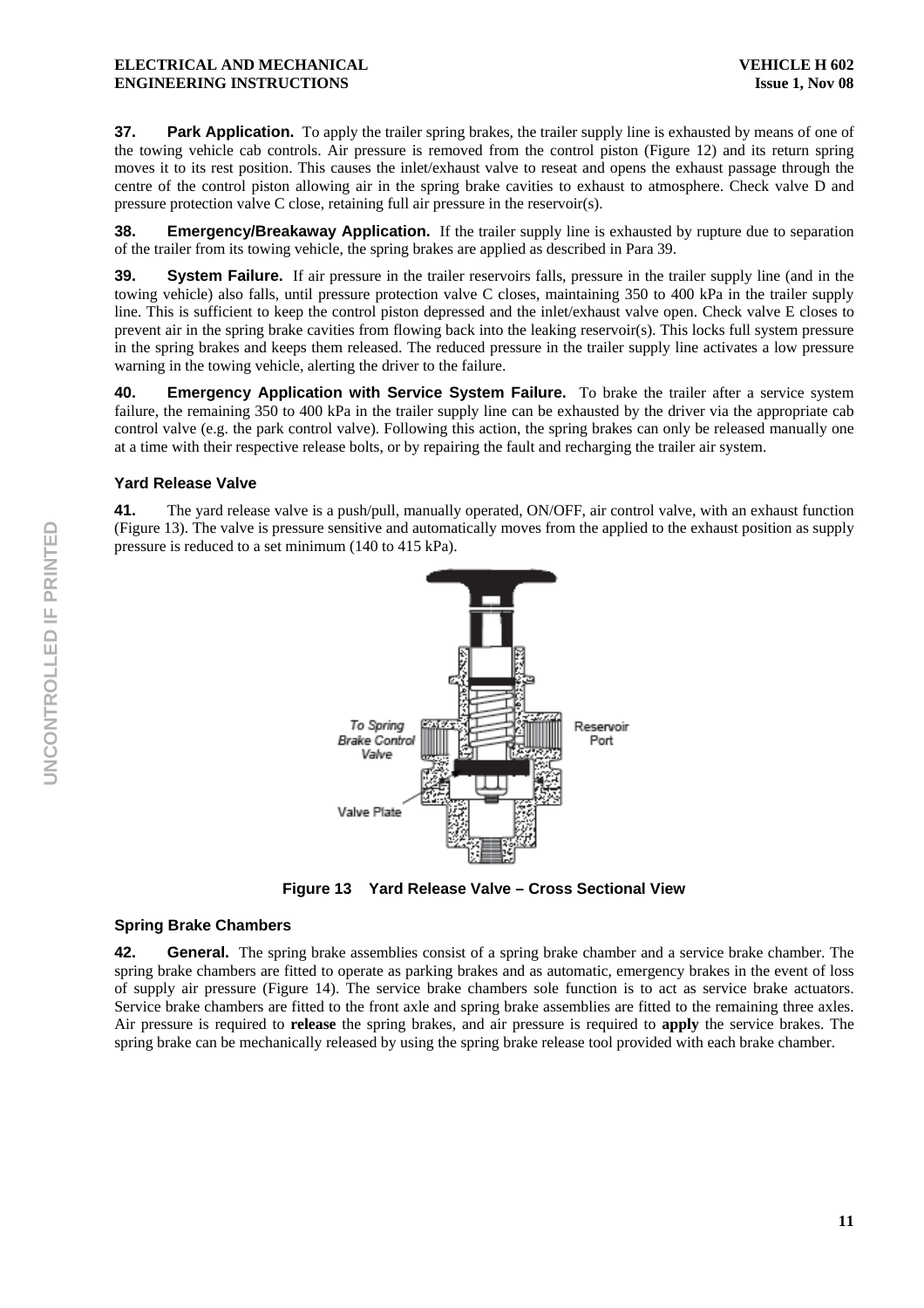**37. Park Application.** To apply the trailer spring brakes, the trailer supply line is exhausted by means of one of the towing vehicle cab controls. Air pressure is removed from the control piston (Figure 12) and its return spring moves it to its rest position. This causes the inlet/exhaust valve to reseat and opens the exhaust passage through the centre of the control piston allowing air in the spring brake cavities to exhaust to atmosphere. Check valve D and pressure protection valve C close, retaining full air pressure in the reservoir(s).

**38. Emergency/Breakaway Application.** If the trailer supply line is exhausted by rupture due to separation of the trailer from its towing vehicle, the spring brakes are applied as described in Para 39.

**39. System Failure.** If air pressure in the trailer reservoirs falls, pressure in the trailer supply line (and in the towing vehicle) also falls, until pressure protection valve C closes, maintaining 350 to 400 kPa in the trailer supply line. This is sufficient to keep the control piston depressed and the inlet/exhaust valve open. Check valve E closes to prevent air in the spring brake cavities from flowing back into the leaking reservoir(s). This locks full system pressure in the spring brakes and keeps them released. The reduced pressure in the trailer supply line activates a low pressure warning in the towing vehicle, alerting the driver to the failure.

**40. Emergency Application with Service System Failure.** To brake the trailer after a service system failure, the remaining 350 to 400 kPa in the trailer supply line can be exhausted by the driver via the appropriate cab control valve (e.g. the park control valve). Following this action, the spring brakes can only be released manually one at a time with their respective release bolts, or by repairing the fault and recharging the trailer air system.

### Yard Release Valve

**41.** The yard release valve is a push/pull, manually operated, ON/OFF, air control valve, with an exhaust function (Figure 13). The valve is pressure sensitive and automatically moves from the applied to the exhaust position as supply pressure is reduced to a set minimum (140 to 415 kPa).

**Figure 13 Yard Release Valve – Cross Sectional View**

### Spring Brake Chambers

**42. General.** The spring brake assemblies consist of a spring brake chamber and a service brake chamber. The spring brake chambers are fitted to operate as parking brakes and as automatic, emergency brakes in the event of loss of supply air pressure (Figure 14). The service brake chambers sole function is to act as service brake actuators. Service brake chambers are fitted to the front axle and spring brake assemblies are fitted to the remaining three axles. Air pressure is required to **release** the spring brakes, and air pressure is required to **apply** the service brakes. The spring brake can be mechanically released by using the spring brake release tool provided with each brake chamber.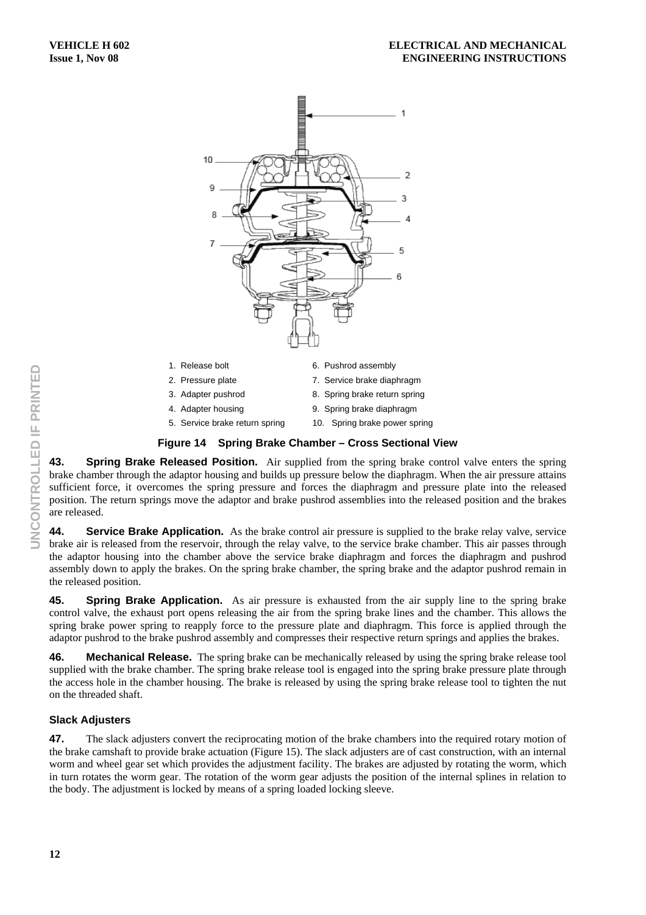1. Release bolt
2. Pressure plate
3. Adapter pushrod
4. Adapter housing
5. Service brake return spring
6. Pushrod assembly
7. Service brake diaphragm
8. Spring brake return spring
9. Spring brake diaphragm
10. Spring brake power spring

**Figure 14 Spring Brake Chamber – Cross Sectional View**

**43. Spring Brake Released Position.** Air supplied from the spring brake control valve enters the spring brake chamber through the adaptor housing and builds up pressure below the diaphragm. When the air pressure attains sufficient force, it overcomes the spring pressure and forces the diaphragm and pressure plate into the released position. The return springs move the adaptor and brake pushrod assemblies into the released position and the brakes are released.

**44. Service Brake Application.** As the brake control air pressure is supplied to the brake relay valve, service brake air is released from the reservoir, through the relay valve, to the service brake chamber. This air passes through the adaptor housing into the chamber above the service brake diaphragm and forces the diaphragm and pushrod assembly down to apply the brakes. On the spring brake chamber, the spring brake and the adaptor pushrod remain in the released position.

**45. Spring Brake Application.** As air pressure is exhausted from the air supply line to the spring brake control valve, the exhaust port opens releasing the air from the spring brake lines and the chamber. This allows the spring brake power spring to reapply force to the pressure plate and diaphragm. This force is applied through the adaptor pushrod to the brake pushrod assembly and compresses their respective return springs and applies the brakes.

**46. Mechanical Release.** The spring brake can be mechanically released by using the spring brake release tool supplied with the brake chamber. The spring brake release tool is engaged into the spring brake pressure plate through the access hole in the chamber housing. The brake is released by using the spring brake release tool to tighten the nut on the threaded shaft.

### Slack Adjusters

**47.** The slack adjusters convert the reciprocating motion of the brake chambers into the required rotary motion of the brake camshaft to provide brake actuation (Figure 15). The slack adjusters are of cast construction, with an internal worm and wheel gear set which provides the adjustment facility. The brakes are adjusted by rotating the worm, which in turn rotates the worm gear. The rotation of the worm gear adjusts the position of the internal splines in relation to the body. The adjustment is locked by means of a spring loaded locking sleeve.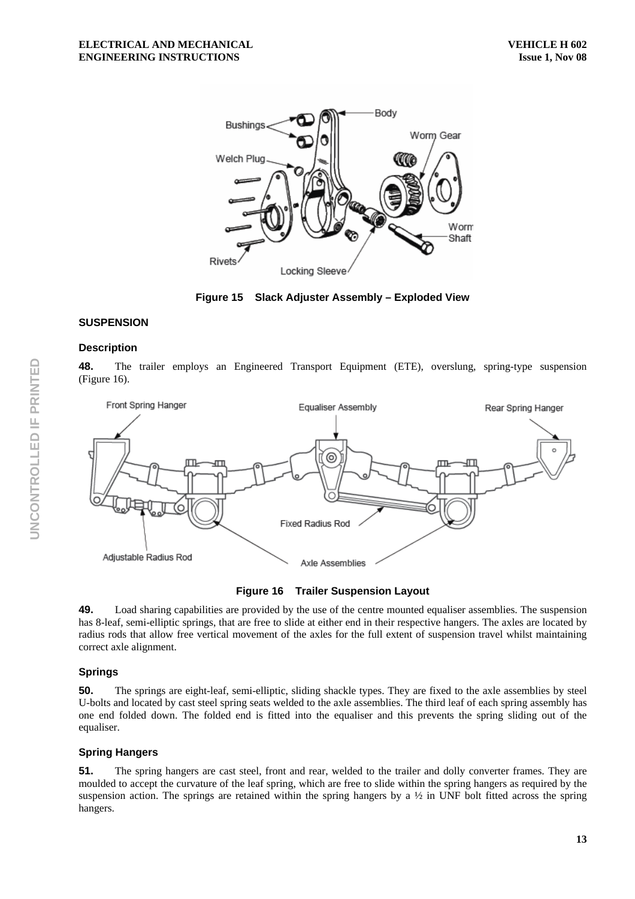Figure 15 Slack Adjuster Assembly – Exploded View

## SUSPENSION

### Description

**48.** The trailer employs an Engineered Transport Equipment (ETE), overslung, spring-type suspension (Figure 16).

Figure 16 Trailer Suspension Layout

**49.** Load sharing capabilities are provided by the use of the centre mounted equaliser assemblies. The suspension has 8-leaf, semi-elliptic springs, that are free to slide at either end in their respective hangers. The axles are located by radius rods that allow free vertical movement of the axles for the full extent of suspension travel whilst maintaining correct axle alignment.

### Springs

**50.** The springs are eight-leaf, semi-elliptic, sliding shackle types. They are fixed to the axle assemblies by steel U-bolts and located by cast steel spring seats welded to the axle assemblies. The third leaf of each spring assembly has one end folded down. The folded end is fitted into the equaliser and this prevents the spring sliding out of the equaliser.

### Spring Hangers

**51.** The spring hangers are cast steel, front and rear, welded to the trailer and dolly converter frames. They are moulded to accept the curvature of the leaf spring, which are free to slide within the spring hangers as required by the suspension action. The springs are retained within the spring hangers by a ½ in UNF bolt fitted across the spring hangers.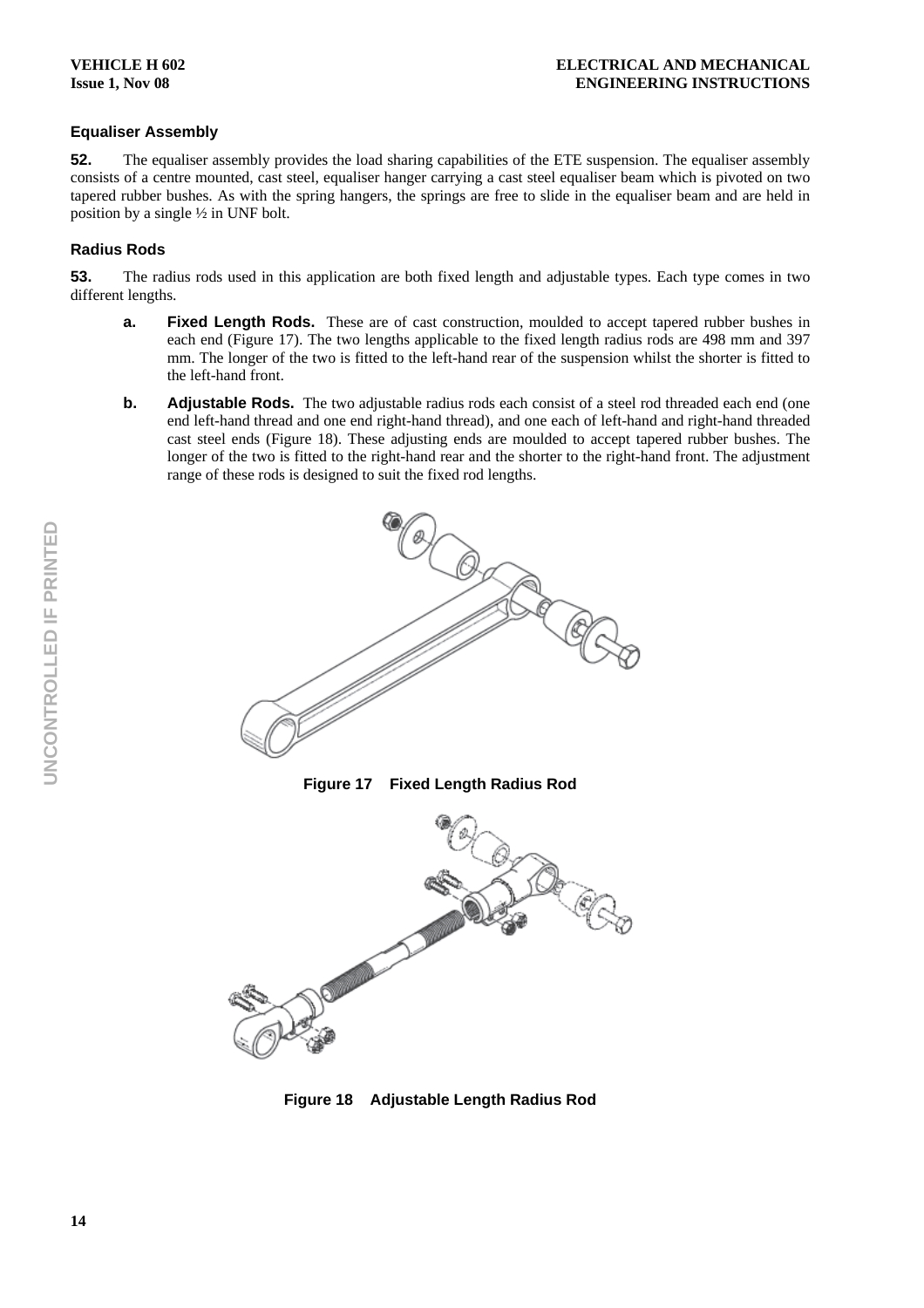## Equaliser Assembly

**52.** The equaliser assembly provides the load sharing capabilities of the ETE suspension. The equaliser assembly consists of a centre mounted, cast steel, equaliser hanger carrying a cast steel equaliser beam which is pivoted on two tapered rubber bushes. As with the spring hangers, the springs are free to slide in the equaliser beam and are held in position by a single ½ in UNF bolt.

## Radius Rods

**53.** The radius rods used in this application are both fixed length and adjustable types. Each type comes in two different lengths.

**a. Fixed Length Rods.** These are of cast construction, moulded to accept tapered rubber bushes in each end (Figure 17). The two lengths applicable to the fixed length radius rods are 498 mm and 397 mm. The longer of the two is fitted to the left-hand rear of the suspension whilst the shorter is fitted to the left-hand front.

**b. Adjustable Rods.** The two adjustable radius rods each consist of a steel rod threaded each end (one end left-hand thread and one end right-hand thread), and one each of left-hand and right-hand threaded cast steel ends (Figure 18). These adjusting ends are moulded to accept tapered rubber bushes. The longer of the two is fitted to the right-hand rear and the shorter to the right-hand front. The adjustment range of these rods is designed to suit the fixed rod lengths.

**Figure 17 Fixed Length Radius Rod**

**Figure 18 Adjustable Length Radius Rod**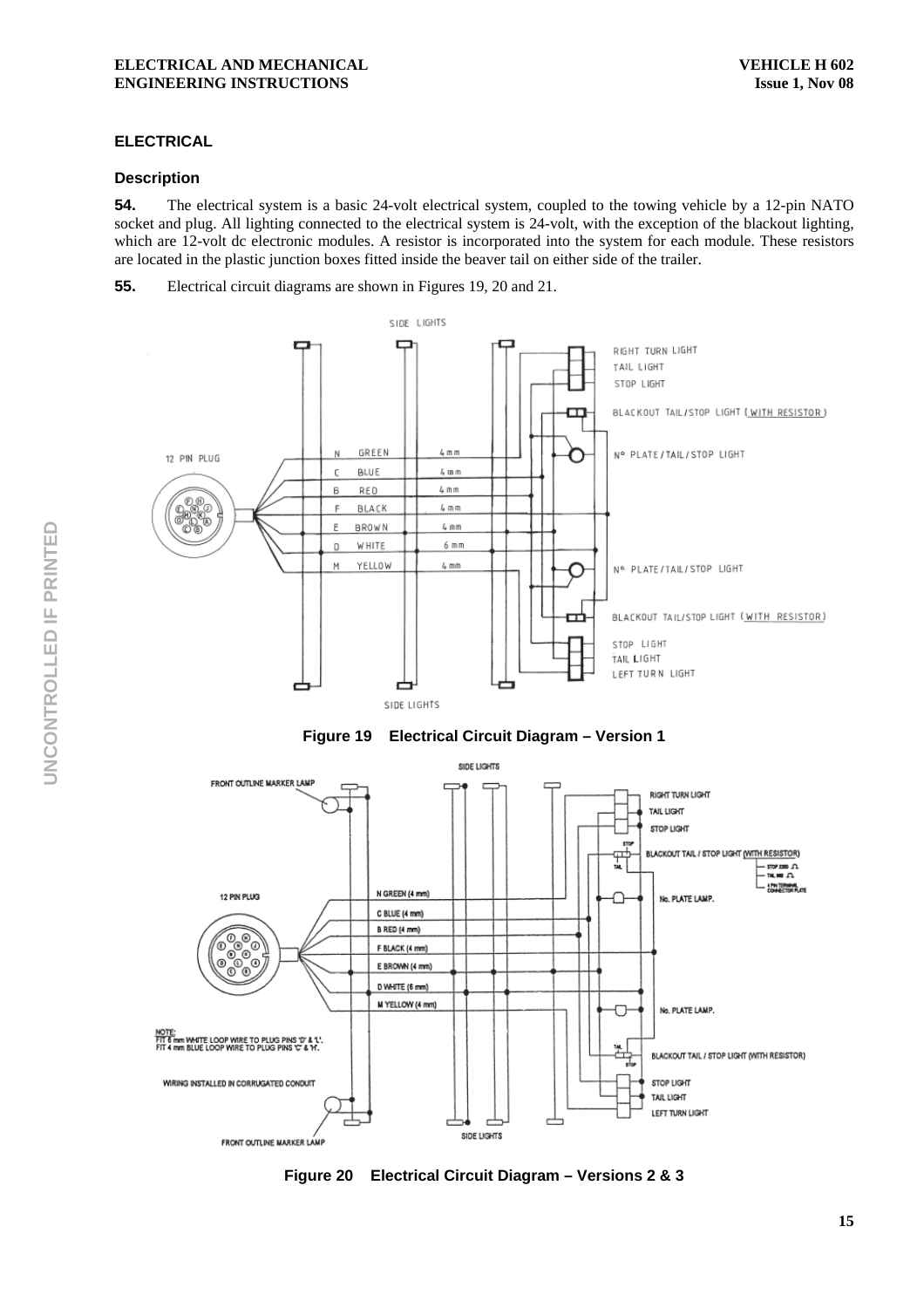## ELECTRICAL

### Description

**54.** The electrical system is a basic 24-volt electrical system, coupled to the towing vehicle by a 12-pin NATO socket and plug. All lighting connected to the electrical system is 24-volt, with the exception of the blackout lighting, which are 12-volt dc electronic modules. A resistor is incorporated into the system for each module. These resistors are located in the plastic junction boxes fitted inside the beaver tail on either side of the trailer.

**55.** Electrical circuit diagrams are shown in Figures 19, 20 and 21.

**Figure 19 Electrical Circuit Diagram – Version 1**

**Figure 20 Electrical Circuit Diagram – Versions 2 & 3**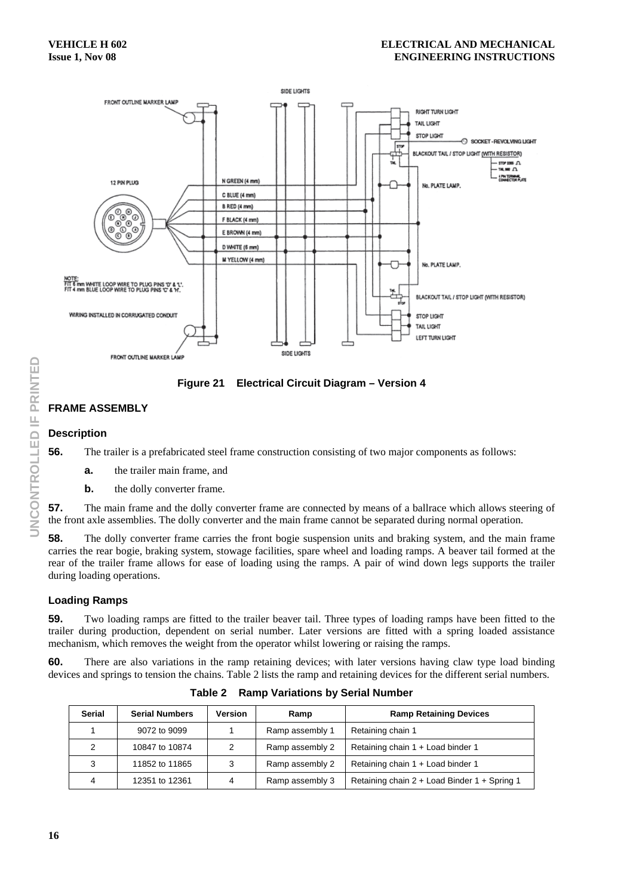Figure 21 Electrical Circuit Diagram – Version 4

## FRAME ASSEMBLY

### Description

**56.** The trailer is a prefabricated steel frame construction consisting of two major components as follows:

- **a.** the trailer main frame, and
- **b.** the dolly converter frame.

**57.** The main frame and the dolly converter frame are connected by means of a ballrace which allows steering of the front axle assemblies. The dolly converter and the main frame cannot be separated during normal operation.

**58.** The dolly converter frame carries the front bogie suspension units and braking system, and the main frame carries the rear bogie, braking system, stowage facilities, spare wheel and loading ramps. A beaver tail formed at the rear of the trailer frame allows for ease of loading using the ramps. A pair of wind down legs supports the trailer during loading operations.

### Loading Ramps

**59.** Two loading ramps are fitted to the trailer beaver tail. Three types of loading ramps have been fitted to the trailer during production, dependent on serial number. Later versions are fitted with a spring loaded assistance mechanism, which removes the weight from the operator whilst lowering or raising the ramps.

**60.** There are also variations in the ramp retaining devices; with later versions having claw type load binding devices and springs to tension the chains. Table 2 lists the ramp and retaining devices for the different serial numbers.

**Table 2 Ramp Variations by Serial Number**

| Serial | Serial Numbers | Version | Ramp | Ramp Retaining Devices |
|---|---|---|---|---|
| 1 | 9072 to 9099 | 1 | Ramp assembly 1 | Retaining chain 1 |
| 2 | 10847 to 10874 | 2 | Ramp assembly 2 | Retaining chain 1 + Load binder 1 |
| 3 | 11852 to 11865 | 3 | Ramp assembly 2 | Retaining chain 1 + Load binder 1 |
| 4 | 12351 to 12361 | 4 | Ramp assembly 3 | Retaining chain 2 + Load Binder 1 + Spring 1 |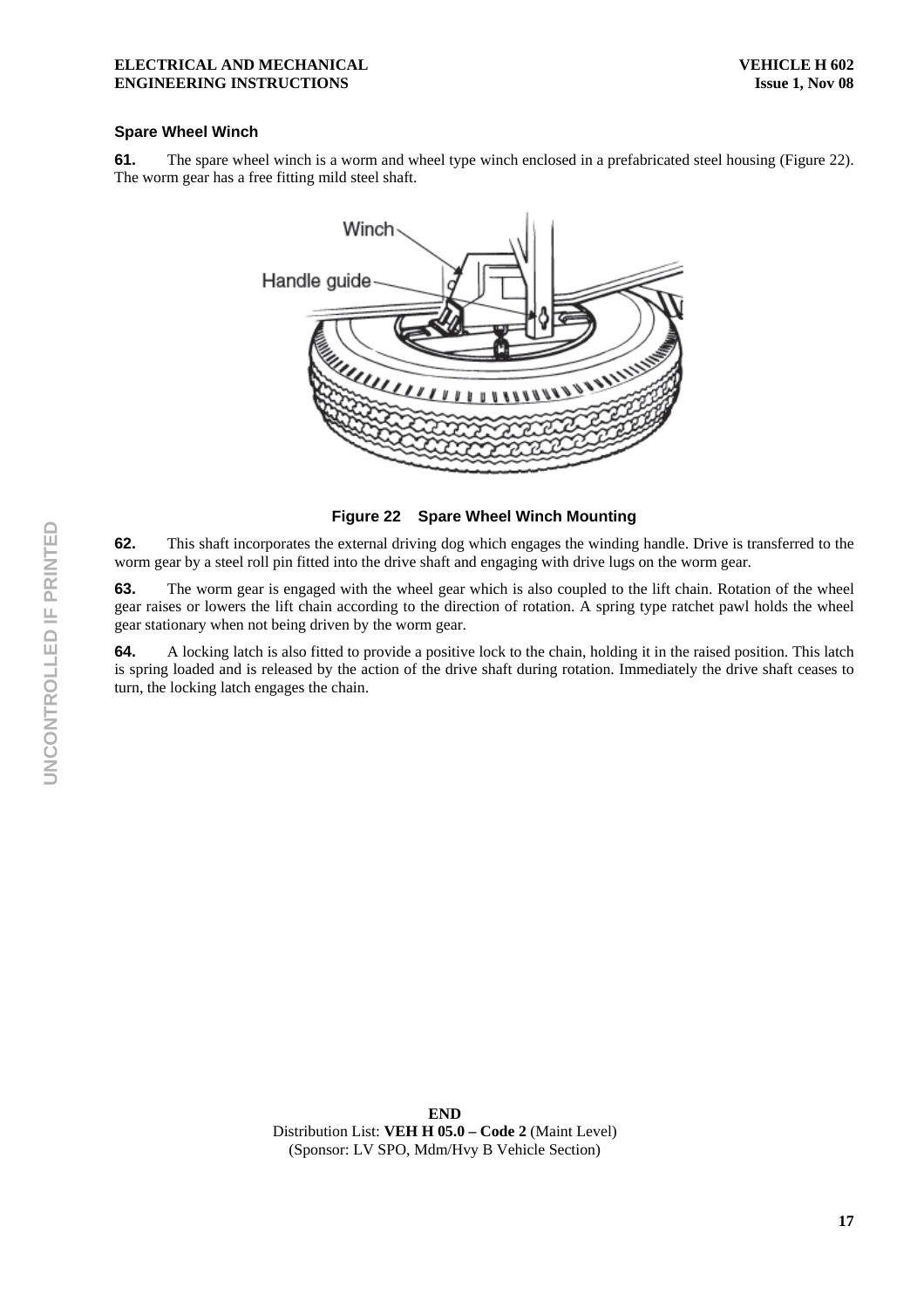### Spare Wheel Winch

**61.** The spare wheel winch is a worm and wheel type winch enclosed in a prefabricated steel housing (Figure 22). The worm gear has a free fitting mild steel shaft.

Winch

Handle guide

**Figure 22 Spare Wheel Winch Mounting**

**62.** This shaft incorporates the external driving dog which engages the winding handle. Drive is transferred to the worm gear by a steel roll pin fitted into the drive shaft and engaging with drive lugs on the worm gear.

**63.** The worm gear is engaged with the wheel gear which is also coupled to the lift chain. Rotation of the wheel gear raises or lowers the lift chain according to the direction of rotation. A spring type ratchet pawl holds the wheel gear stationary when not being driven by the worm gear.

**64.** A locking latch is also fitted to provide a positive lock to the chain, holding it in the raised position. This latch is spring loaded and is released by the action of the drive shaft during rotation. Immediately the drive shaft ceases to turn, the locking latch engages the chain.

**END**

Distribution List: **VEH H 05.0 – Code 2** (Maint Level)

(Sponsor: LV SPO, Mdm/Hvy B Vehicle Section)